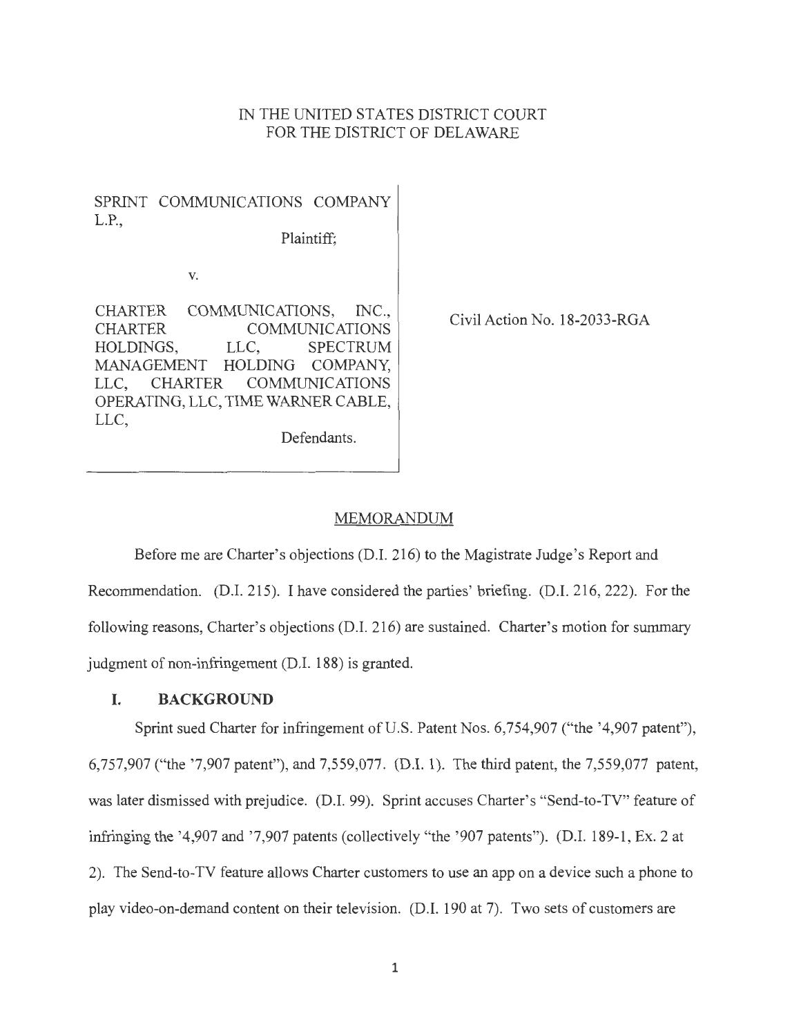IN THE UNITED STATES DISTRICT COURT
FOR THE DISTRICT OF DELAWARE

SPRINT COMMUNICATIONS COMPANY L.P.,

Plaintiff;

v.

CHARTER COMMUNICATIONS, INC., CHARTER COMMUNICATIONS HOLDINGS, LLC, SPECTRUM MANAGEMENT HOLDING COMPANY, LLC, CHARTER COMMUNICATIONS OPERATING, LLC, TIME WARNER CABLE, LLC,

Defendants.

Civil Action No. 18-2033-RGA

## MEMORANDUM

Before me are Charter's objections (D.I. 216) to the Magistrate Judge's Report and Recommendation. (D.I. 215). I have considered the parties' briefing. (D.I. 216, 222). For the following reasons, Charter's objections (D.I. 216) are sustained. Charter's motion for summary judgment of non-infringement (D.I. 188) is granted.

### I. BACKGROUND

Sprint sued Charter for infringement of U.S. Patent Nos. 6,754,907 ("the '4,907 patent"), 6,757,907 ("the '7,907 patent"), and 7,559,077. (D.I. 1). The third patent, the 7,559,077 patent, was later dismissed with prejudice. (D.I. 99). Sprint accuses Charter's "Send-to-TV" feature of infringing the '4,907 and '7,907 patents (collectively "the '907 patents"). (D.I. 189-1, Ex. 2 at 2). The Send-to-TV feature allows Charter customers to use an app on a device such a phone to play video-on-demand content on their television. (D.I. 190 at 7). Two sets of customers are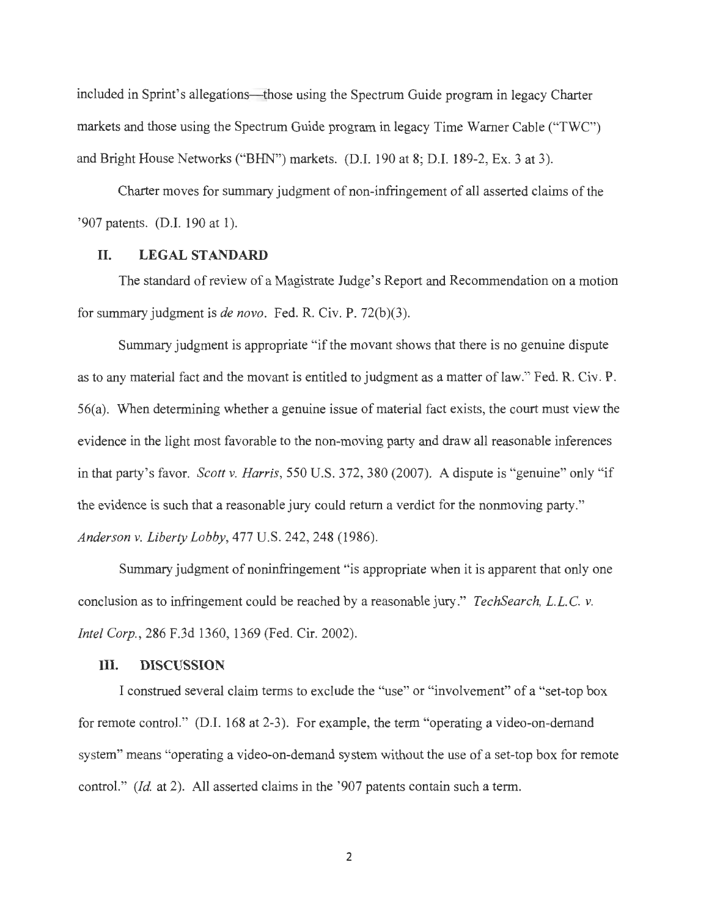included in Sprint's allegations—those using the Spectrum Guide program in legacy Charter markets and those using the Spectrum Guide program in legacy Time Warner Cable ("TWC") and Bright House Networks ("BHN") markets. (D.I. 190 at 8; D.I. 189-2, Ex. 3 at 3).

Charter moves for summary judgment of non-infringement of all asserted claims of the '907 patents. (D.I. 190 at 1).

## II. LEGAL STANDARD

The standard of review of a Magistrate Judge's Report and Recommendation on a motion for summary judgment is *de novo*. Fed. R. Civ. P. 72(b)(3).

Summary judgment is appropriate "if the movant shows that there is no genuine dispute as to any material fact and the movant is entitled to judgment as a matter of law." Fed. R. Civ. P. 56(a). When determining whether a genuine issue of material fact exists, the court must view the evidence in the light most favorable to the non-moving party and draw all reasonable inferences in that party's favor. *Scott v. Harris*, 550 U.S. 372, 380 (2007). A dispute is "genuine" only "if the evidence is such that a reasonable jury could return a verdict for the nonmoving party." *Anderson v. Liberty Lobby*, 477 U.S. 242, 248 (1986).

Summary judgment of noninfringement "is appropriate when it is apparent that only one conclusion as to infringement could be reached by a reasonable jury." *TechSearch, L.L.C. v. Intel Corp.*, 286 F.3d 1360, 1369 (Fed. Cir. 2002).

## III. DISCUSSION

I construed several claim terms to exclude the "use" or "involvement" of a "set-top box for remote control." (D.I. 168 at 2-3). For example, the term "operating a video-on-demand system" means "operating a video-on-demand system without the use of a set-top box for remote control." (*Id.* at 2). All asserted claims in the '907 patents contain such a term.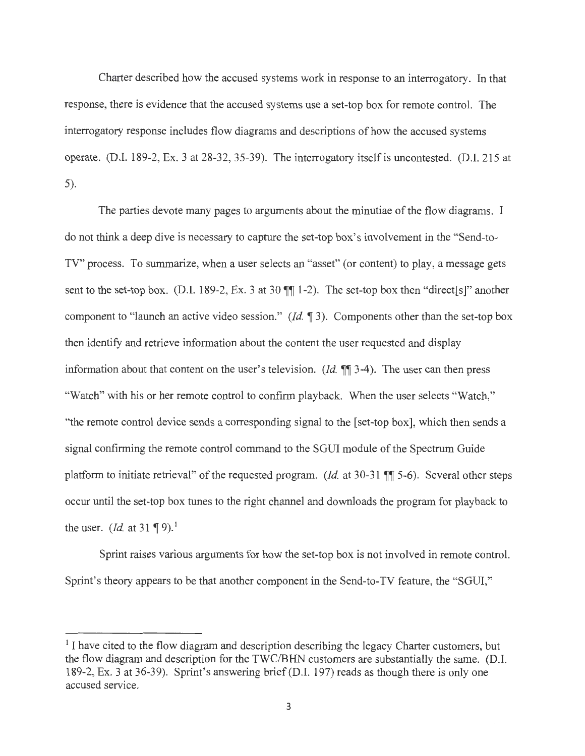Charter described how the accused systems work in response to an interrogatory. In that response, there is evidence that the accused systems use a set-top box for remote control. The interrogatory response includes flow diagrams and descriptions of how the accused systems operate. (D.I. 189-2, Ex. 3 at 28-32, 35-39). The interrogatory itself is uncontested. (D.I. 215 at 5).

The parties devote many pages to arguments about the minutiae of the flow diagrams. I do not think a deep dive is necessary to capture the set-top box's involvement in the "Send-to-TV" process. To summarize, when a user selects an "asset" (or content) to play, a message gets sent to the set-top box. (D.I. 189-2, Ex. 3 at 30 ¶¶ 1-2). The set-top box then "direct[s]" another component to "launch an active video session." (*Id.* ¶ 3). Components other than the set-top box then identify and retrieve information about the content the user requested and display information about that content on the user's television. (*Id.* ¶¶ 3-4). The user can then press "Watch" with his or her remote control to confirm playback. When the user selects "Watch," "the remote control device sends a corresponding signal to the [set-top box], which then sends a signal confirming the remote control command to the SGUI module of the Spectrum Guide platform to initiate retrieval" of the requested program. (*Id.* at 30-31 ¶¶ 5-6). Several other steps occur until the set-top box tunes to the right channel and downloads the program for playback to the user. (*Id.* at 31 ¶ 9).[1]

Sprint raises various arguments for how the set-top box is not involved in remote control. Sprint's theory appears to be that another component in the Send-to-TV feature, the "SGUI,"

---

[1] I have cited to the flow diagram and description describing the legacy Charter customers, but the flow diagram and description for the TWC/BHN customers are substantially the same. (D.I. 189-2, Ex. 3 at 36-39). Sprint's answering brief (D.I. 197) reads as though there is only one accused service.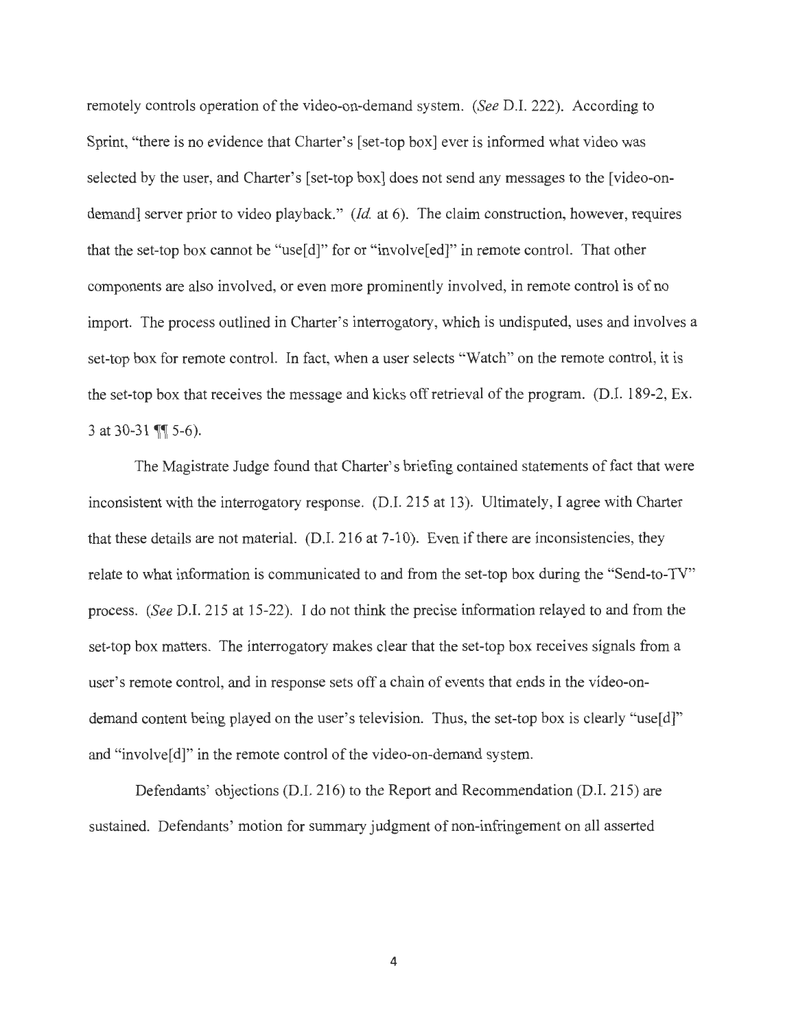remotely controls operation of the video-on-demand system. (*See* D.I. 222). According to Sprint, "there is no evidence that Charter's [set-top box] ever is informed what video was selected by the user, and Charter's [set-top box] does not send any messages to the [video-on-demand] server prior to video playback." (*Id.* at 6). The claim construction, however, requires that the set-top box cannot be "use[d]" for or "involve[ed]" in remote control. That other components are also involved, or even more prominently involved, in remote control is of no import. The process outlined in Charter's interrogatory, which is undisputed, uses and involves a set-top box for remote control. In fact, when a user selects "Watch" on the remote control, it is the set-top box that receives the message and kicks off retrieval of the program. (D.I. 189-2, Ex. 3 at 30-31 ¶¶ 5-6).

The Magistrate Judge found that Charter's briefing contained statements of fact that were inconsistent with the interrogatory response. (D.I. 215 at 13). Ultimately, I agree with Charter that these details are not material. (D.I. 216 at 7-10). Even if there are inconsistencies, they relate to what information is communicated to and from the set-top box during the "Send-to-TV" process. (*See* D.I. 215 at 15-22). I do not think the precise information relayed to and from the set-top box matters. The interrogatory makes clear that the set-top box receives signals from a user's remote control, and in response sets off a chain of events that ends in the video-on-demand content being played on the user's television. Thus, the set-top box is clearly "use[d]" and "involve[d]" in the remote control of the video-on-demand system.

Defendants' objections (D.I. 216) to the Report and Recommendation (D.I. 215) are sustained. Defendants' motion for summary judgment of non-infringement on all asserted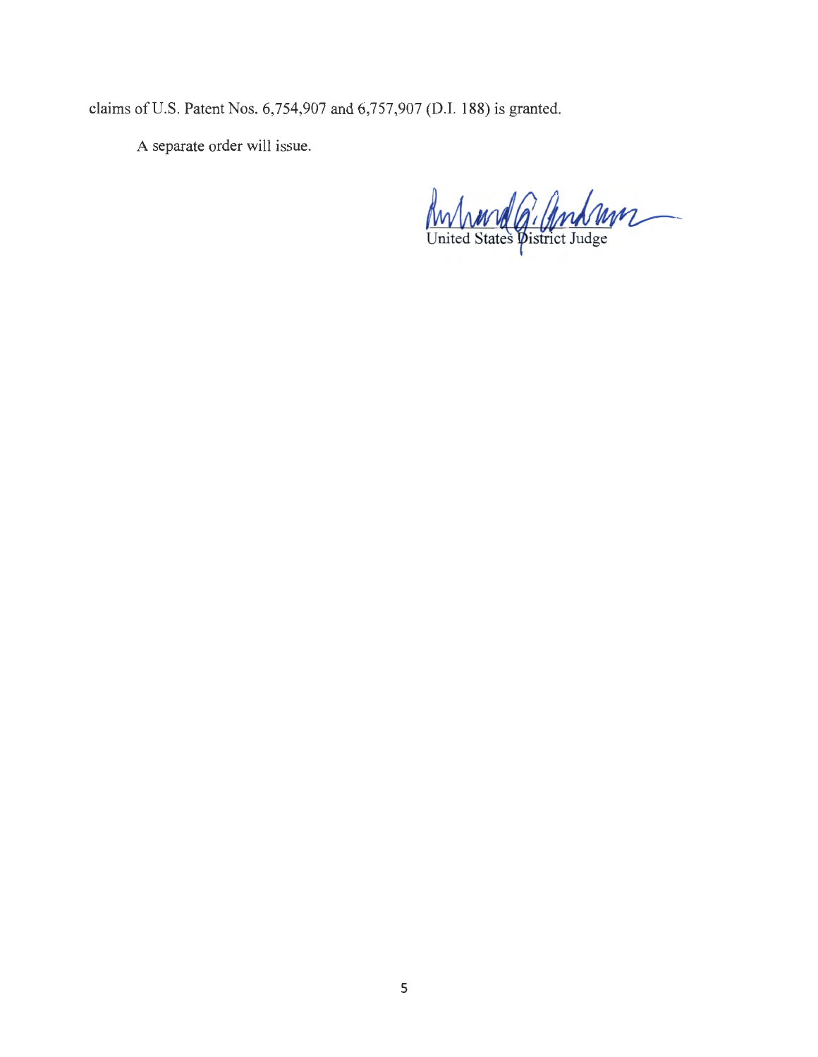claims of U.S. Patent Nos. 6,754,907 and 6,757,907 (D.I. 188) is granted.

A separate order will issue.

United States District Judge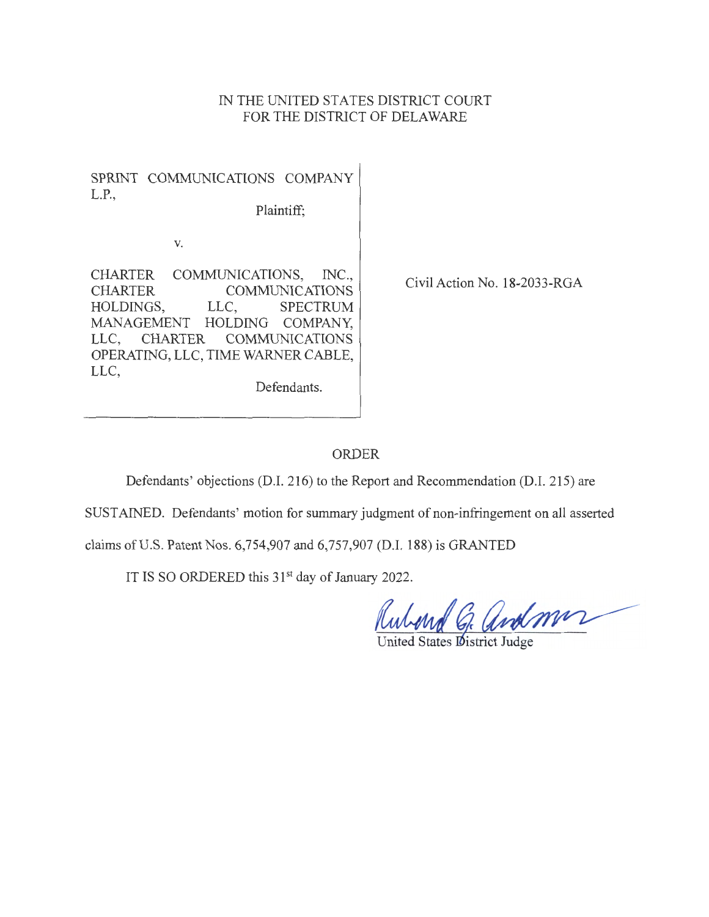IN THE UNITED STATES DISTRICT COURT
FOR THE DISTRICT OF DELAWARE

| | |
|---|---|
| SPRINT COMMUNICATIONS COMPANY L.P.,<br>Plaintiff;<br><br>v.<br><br>CHARTER COMMUNICATIONS, INC., CHARTER COMMUNICATIONS HOLDINGS, LLC, SPECTRUM MANAGEMENT HOLDING COMPANY, LLC, CHARTER COMMUNICATIONS OPERATING, LLC, TIME WARNER CABLE, LLC,<br>Defendants. | Civil Action No. 18-2033-RGA |

## ORDER

Defendants' objections (D.I. 216) to the Report and Recommendation (D.I. 215) are SUSTAINED. Defendants' motion for summary judgment of non-infringement on all asserted claims of U.S. Patent Nos. 6,754,907 and 6,757,907 (D.I. 188) is GRANTED

IT IS SO ORDERED this 31st day of January 2022.

United States District Judge